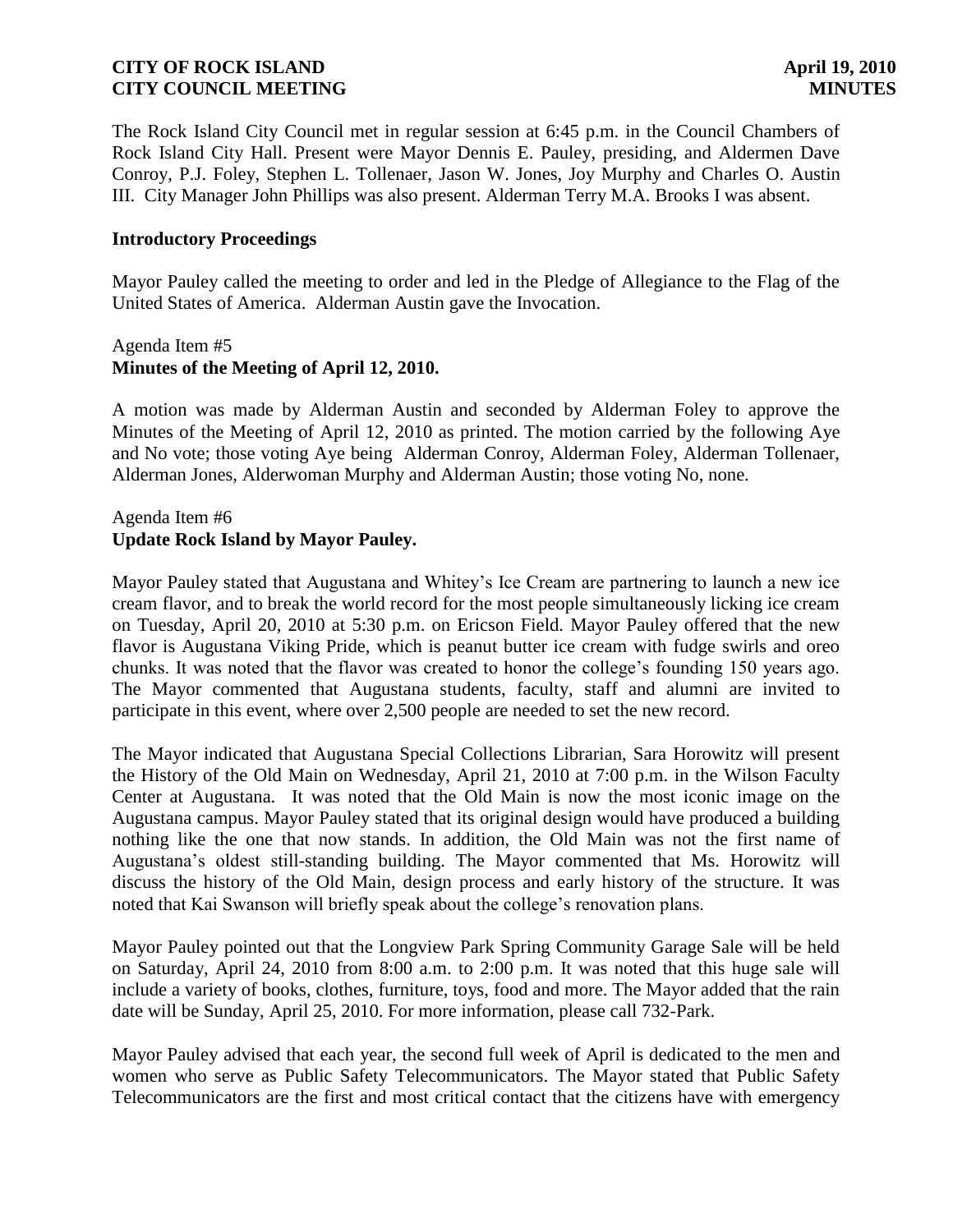The Rock Island City Council met in regular session at 6:45 p.m. in the Council Chambers of Rock Island City Hall. Present were Mayor Dennis E. Pauley, presiding, and Aldermen Dave Conroy, P.J. Foley, Stephen L. Tollenaer, Jason W. Jones, Joy Murphy and Charles O. Austin III. City Manager John Phillips was also present. Alderman Terry M.A. Brooks I was absent.

### Introductory Proceedings

Mayor Pauley called the meeting to order and led in the Pledge of Allegiance to the Flag of the United States of America. Alderman Austin gave the Invocation.

Agenda Item #5
**Minutes of the Meeting of April 12, 2010.**

A motion was made by Alderman Austin and seconded by Alderman Foley to approve the Minutes of the Meeting of April 12, 2010 as printed. The motion carried by the following Aye and No vote; those voting Aye being Alderman Conroy, Alderman Foley, Alderman Tollenaer, Alderman Jones, Alderwoman Murphy and Alderman Austin; those voting No, none.

Agenda Item #6
**Update Rock Island by Mayor Pauley.**

Mayor Pauley stated that Augustana and Whitey's Ice Cream are partnering to launch a new ice cream flavor, and to break the world record for the most people simultaneously licking ice cream on Tuesday, April 20, 2010 at 5:30 p.m. on Ericson Field. Mayor Pauley offered that the new flavor is Augustana Viking Pride, which is peanut butter ice cream with fudge swirls and oreo chunks. It was noted that the flavor was created to honor the college's founding 150 years ago. The Mayor commented that Augustana students, faculty, staff and alumni are invited to participate in this event, where over 2,500 people are needed to set the new record.

The Mayor indicated that Augustana Special Collections Librarian, Sara Horowitz will present the History of the Old Main on Wednesday, April 21, 2010 at 7:00 p.m. in the Wilson Faculty Center at Augustana. It was noted that the Old Main is now the most iconic image on the Augustana campus. Mayor Pauley stated that its original design would have produced a building nothing like the one that now stands. In addition, the Old Main was not the first name of Augustana's oldest still-standing building. The Mayor commented that Ms. Horowitz will discuss the history of the Old Main, design process and early history of the structure. It was noted that Kai Swanson will briefly speak about the college's renovation plans.

Mayor Pauley pointed out that the Longview Park Spring Community Garage Sale will be held on Saturday, April 24, 2010 from 8:00 a.m. to 2:00 p.m. It was noted that this huge sale will include a variety of books, clothes, furniture, toys, food and more. The Mayor added that the rain date will be Sunday, April 25, 2010. For more information, please call 732-Park.

Mayor Pauley advised that each year, the second full week of April is dedicated to the men and women who serve as Public Safety Telecommunicators. The Mayor stated that Public Safety Telecommunicators are the first and most critical contact that the citizens have with emergency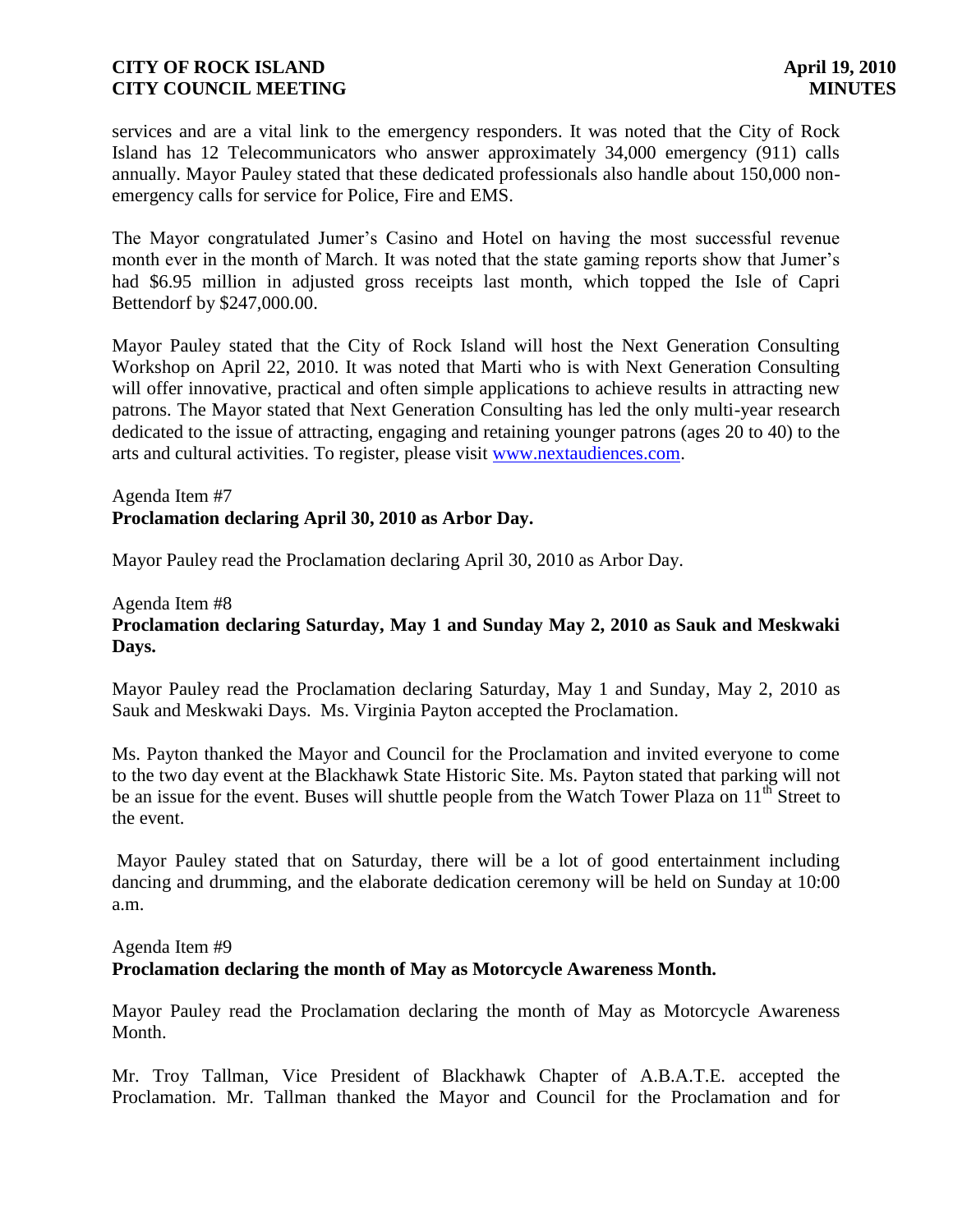services and are a vital link to the emergency responders. It was noted that the City of Rock Island has 12 Telecommunicators who answer approximately 34,000 emergency (911) calls annually. Mayor Pauley stated that these dedicated professionals also handle about 150,000 non-emergency calls for service for Police, Fire and EMS.

The Mayor congratulated Jumer's Casino and Hotel on having the most successful revenue month ever in the month of March. It was noted that the state gaming reports show that Jumer's had $6.95 million in adjusted gross receipts last month, which topped the Isle of Capri Bettendorf by $247,000.00.

Mayor Pauley stated that the City of Rock Island will host the Next Generation Consulting Workshop on April 22, 2010. It was noted that Marti who is with Next Generation Consulting will offer innovative, practical and often simple applications to achieve results in attracting new patrons. The Mayor stated that Next Generation Consulting has led the only multi-year research dedicated to the issue of attracting, engaging and retaining younger patrons (ages 20 to 40) to the arts and cultural activities. To register, please visit www.nextaudiences.com.

Agenda Item #7
**Proclamation declaring April 30, 2010 as Arbor Day.**

Mayor Pauley read the Proclamation declaring April 30, 2010 as Arbor Day.

Agenda Item #8
**Proclamation declaring Saturday, May 1 and Sunday May 2, 2010 as Sauk and Meskwaki Days.**

Mayor Pauley read the Proclamation declaring Saturday, May 1 and Sunday, May 2, 2010 as Sauk and Meskwaki Days. Ms. Virginia Payton accepted the Proclamation.

Ms. Payton thanked the Mayor and Council for the Proclamation and invited everyone to come to the two day event at the Blackhawk State Historic Site. Ms. Payton stated that parking will not be an issue for the event. Buses will shuttle people from the Watch Tower Plaza on 11th Street to the event.

Mayor Pauley stated that on Saturday, there will be a lot of good entertainment including dancing and drumming, and the elaborate dedication ceremony will be held on Sunday at 10:00 a.m.

Agenda Item #9
**Proclamation declaring the month of May as Motorcycle Awareness Month.**

Mayor Pauley read the Proclamation declaring the month of May as Motorcycle Awareness Month.

Mr. Troy Tallman, Vice President of Blackhawk Chapter of A.B.A.T.E. accepted the Proclamation. Mr. Tallman thanked the Mayor and Council for the Proclamation and for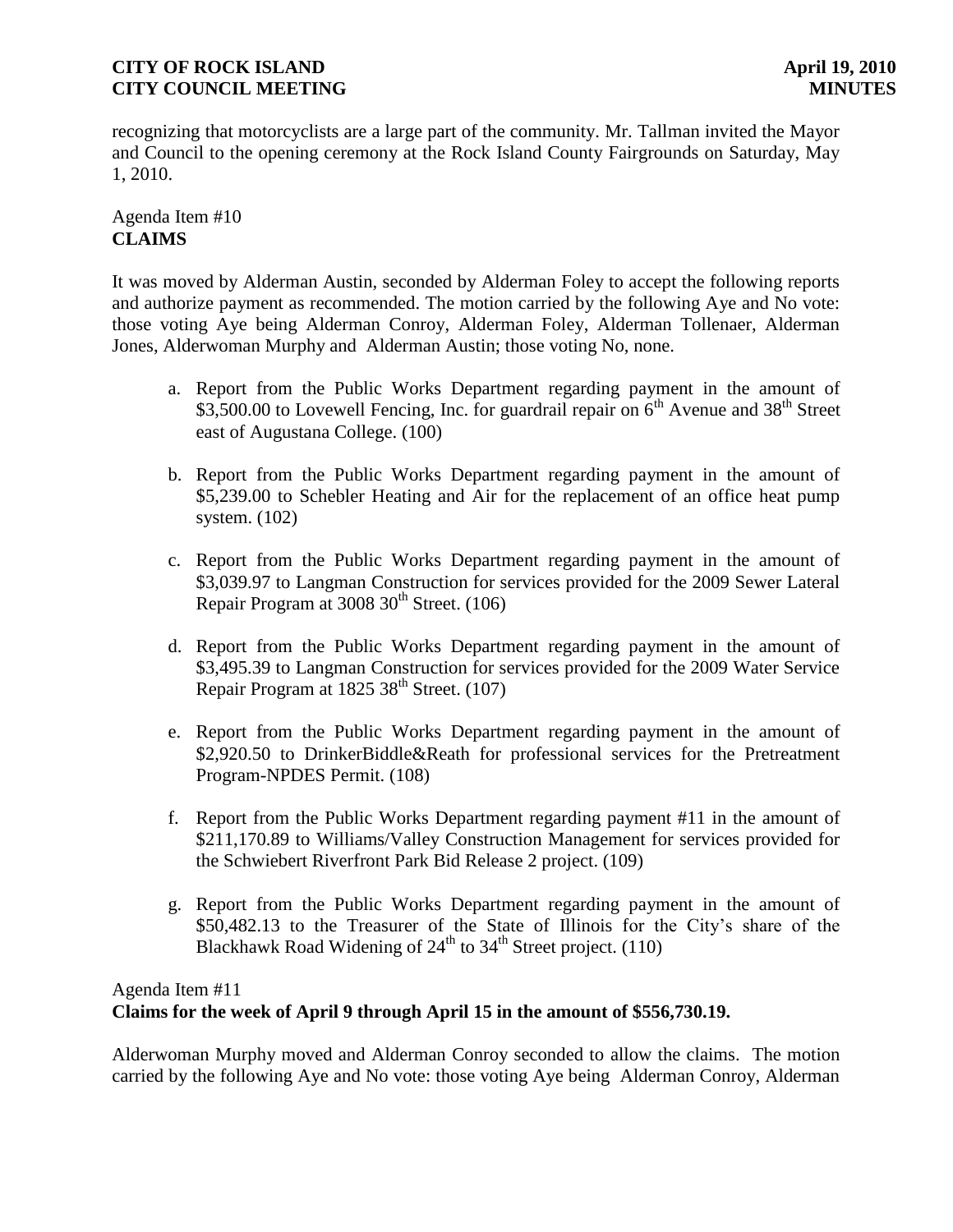recognizing that motorcyclists are a large part of the community. Mr. Tallman invited the Mayor and Council to the opening ceremony at the Rock Island County Fairgrounds on Saturday, May 1, 2010.

Agenda Item #10
**CLAIMS**

It was moved by Alderman Austin, seconded by Alderman Foley to accept the following reports and authorize payment as recommended. The motion carried by the following Aye and No vote: those voting Aye being Alderman Conroy, Alderman Foley, Alderman Tollenaer, Alderman Jones, Alderwoman Murphy and Alderman Austin; those voting No, none.

a. Report from the Public Works Department regarding payment in the amount of \$3,500.00 to Lovewell Fencing, Inc. for guardrail repair on 6th Avenue and 38th Street east of Augustana College. (100)

b. Report from the Public Works Department regarding payment in the amount of \$5,239.00 to Schebler Heating and Air for the replacement of an office heat pump system. (102)

c. Report from the Public Works Department regarding payment in the amount of \$3,039.97 to Langman Construction for services provided for the 2009 Sewer Lateral Repair Program at 3008 30th Street. (106)

d. Report from the Public Works Department regarding payment in the amount of \$3,495.39 to Langman Construction for services provided for the 2009 Water Service Repair Program at 1825 38th Street. (107)

e. Report from the Public Works Department regarding payment in the amount of \$2,920.50 to DrinkerBiddle&Reath for professional services for the Pretreatment Program-NPDES Permit. (108)

f. Report from the Public Works Department regarding payment #11 in the amount of \$211,170.89 to Williams/Valley Construction Management for services provided for the Schwiebert Riverfront Park Bid Release 2 project. (109)

g. Report from the Public Works Department regarding payment in the amount of \$50,482.13 to the Treasurer of the State of Illinois for the City's share of the Blackhawk Road Widening of 24th to 34th Street project. (110)

Agenda Item #11
**Claims for the week of April 9 through April 15 in the amount of \$556,730.19.**

Alderwoman Murphy moved and Alderman Conroy seconded to allow the claims. The motion carried by the following Aye and No vote: those voting Aye being Alderman Conroy, Alderman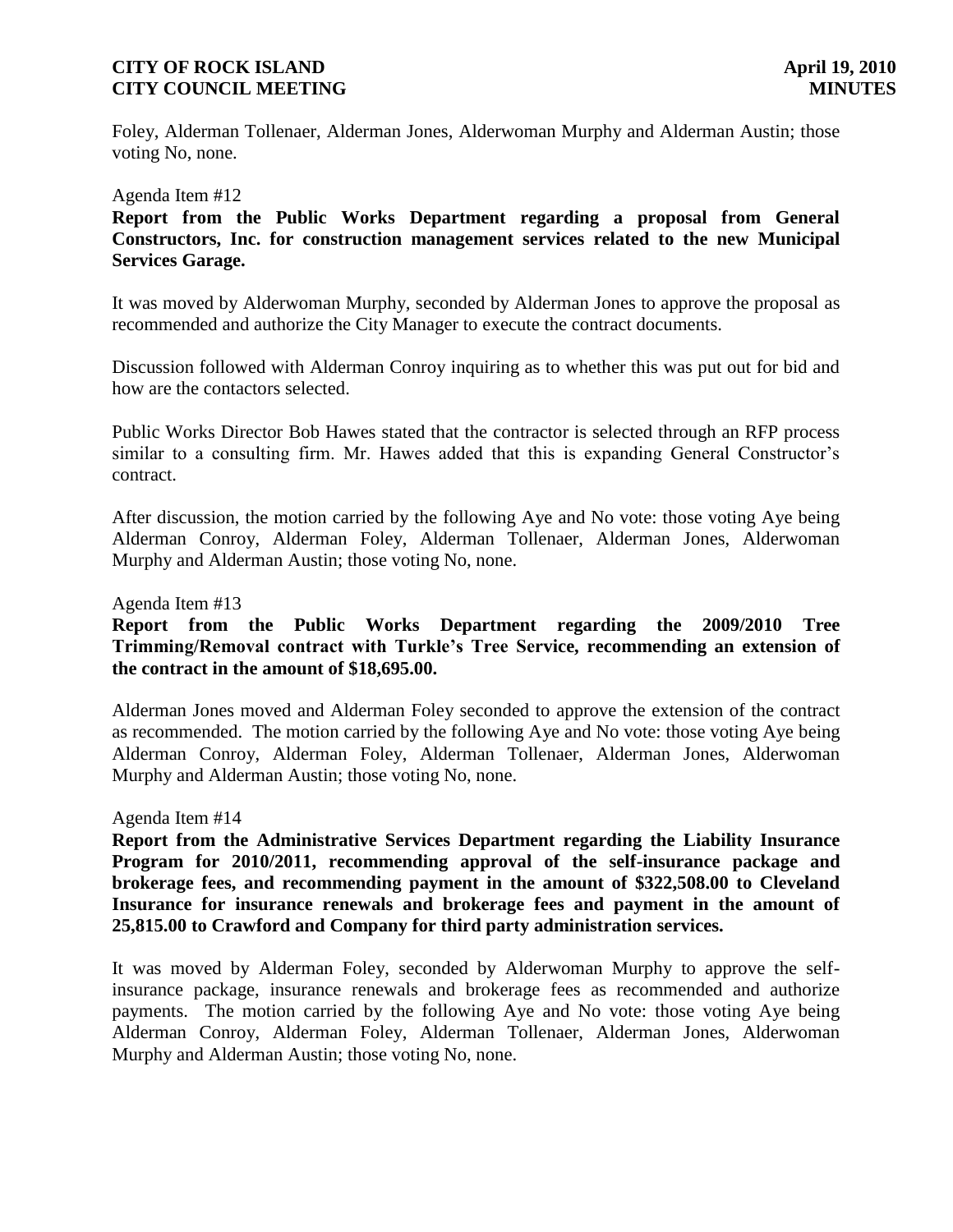Foley, Alderman Tollenaer, Alderman Jones, Alderwoman Murphy and Alderman Austin; those voting No, none.

Agenda Item #12

**Report from the Public Works Department regarding a proposal from General Constructors, Inc. for construction management services related to the new Municipal Services Garage.**

It was moved by Alderwoman Murphy, seconded by Alderman Jones to approve the proposal as recommended and authorize the City Manager to execute the contract documents.

Discussion followed with Alderman Conroy inquiring as to whether this was put out for bid and how are the contactors selected.

Public Works Director Bob Hawes stated that the contractor is selected through an RFP process similar to a consulting firm. Mr. Hawes added that this is expanding General Constructor's contract.

After discussion, the motion carried by the following Aye and No vote: those voting Aye being Alderman Conroy, Alderman Foley, Alderman Tollenaer, Alderman Jones, Alderwoman Murphy and Alderman Austin; those voting No, none.

Agenda Item #13

**Report from the Public Works Department regarding the 2009/2010 Tree Trimming/Removal contract with Turkle's Tree Service, recommending an extension of the contract in the amount of $18,695.00.**

Alderman Jones moved and Alderman Foley seconded to approve the extension of the contract as recommended. The motion carried by the following Aye and No vote: those voting Aye being Alderman Conroy, Alderman Foley, Alderman Tollenaer, Alderman Jones, Alderwoman Murphy and Alderman Austin; those voting No, none.

Agenda Item #14

**Report from the Administrative Services Department regarding the Liability Insurance Program for 2010/2011, recommending approval of the self-insurance package and brokerage fees, and recommending payment in the amount of $322,508.00 to Cleveland Insurance for insurance renewals and brokerage fees and payment in the amount of 25,815.00 to Crawford and Company for third party administration services.**

It was moved by Alderman Foley, seconded by Alderwoman Murphy to approve the self-insurance package, insurance renewals and brokerage fees as recommended and authorize payments. The motion carried by the following Aye and No vote: those voting Aye being Alderman Conroy, Alderman Foley, Alderman Tollenaer, Alderman Jones, Alderwoman Murphy and Alderman Austin; those voting No, none.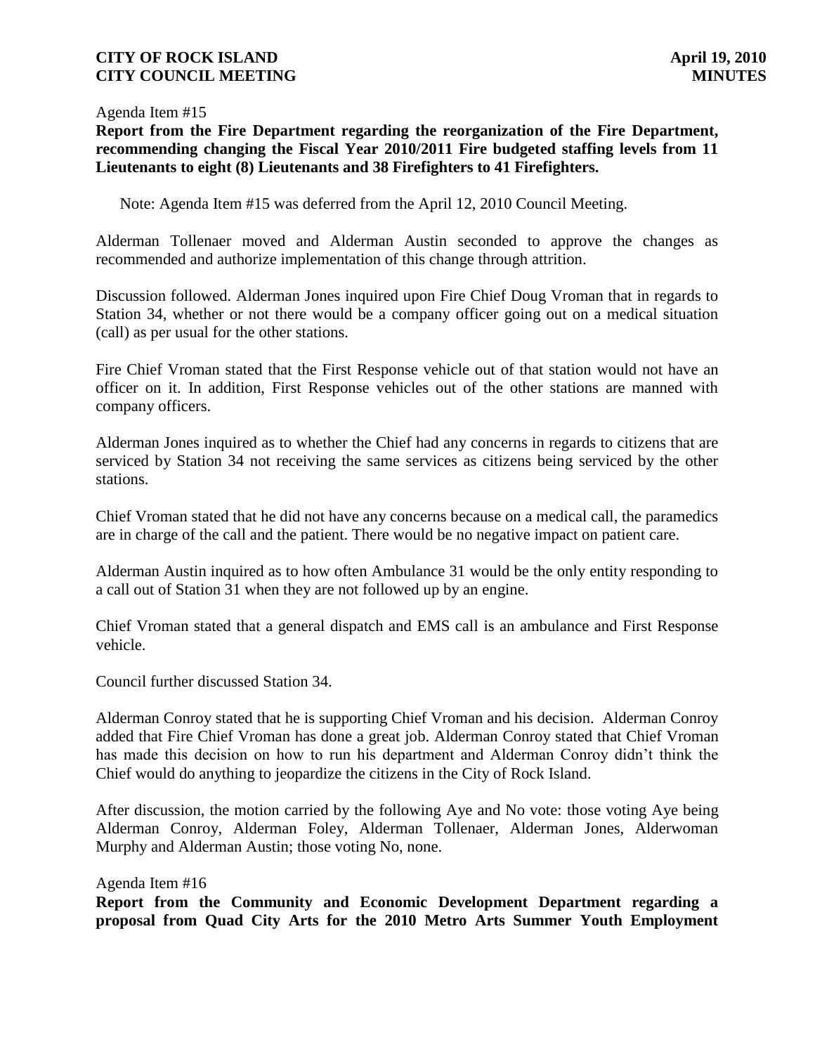Agenda Item #15

**Report from the Fire Department regarding the reorganization of the Fire Department, recommending changing the Fiscal Year 2010/2011 Fire budgeted staffing levels from 11 Lieutenants to eight (8) Lieutenants and 38 Firefighters to 41 Firefighters.**

Note: Agenda Item #15 was deferred from the April 12, 2010 Council Meeting.

Alderman Tollenaer moved and Alderman Austin seconded to approve the changes as recommended and authorize implementation of this change through attrition.

Discussion followed. Alderman Jones inquired upon Fire Chief Doug Vroman that in regards to Station 34, whether or not there would be a company officer going out on a medical situation (call) as per usual for the other stations.

Fire Chief Vroman stated that the First Response vehicle out of that station would not have an officer on it. In addition, First Response vehicles out of the other stations are manned with company officers.

Alderman Jones inquired as to whether the Chief had any concerns in regards to citizens that are serviced by Station 34 not receiving the same services as citizens being serviced by the other stations.

Chief Vroman stated that he did not have any concerns because on a medical call, the paramedics are in charge of the call and the patient. There would be no negative impact on patient care.

Alderman Austin inquired as to how often Ambulance 31 would be the only entity responding to a call out of Station 31 when they are not followed up by an engine.

Chief Vroman stated that a general dispatch and EMS call is an ambulance and First Response vehicle.

Council further discussed Station 34.

Alderman Conroy stated that he is supporting Chief Vroman and his decision. Alderman Conroy added that Fire Chief Vroman has done a great job. Alderman Conroy stated that Chief Vroman has made this decision on how to run his department and Alderman Conroy didn't think the Chief would do anything to jeopardize the citizens in the City of Rock Island.

After discussion, the motion carried by the following Aye and No vote: those voting Aye being Alderman Conroy, Alderman Foley, Alderman Tollenaer, Alderman Jones, Alderwoman Murphy and Alderman Austin; those voting No, none.

Agenda Item #16

**Report from the Community and Economic Development Department regarding a proposal from Quad City Arts for the 2010 Metro Arts Summer Youth Employment**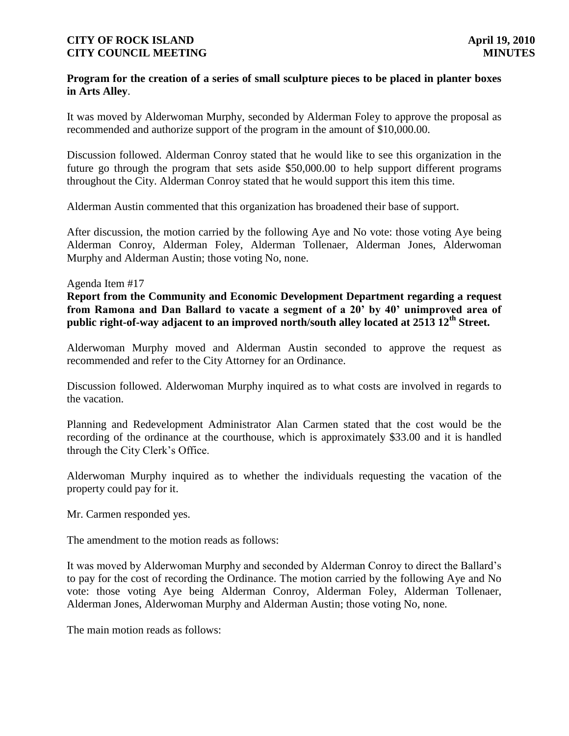**Program for the creation of a series of small sculpture pieces to be placed in planter boxes in Arts Alley**.

It was moved by Alderwoman Murphy, seconded by Alderman Foley to approve the proposal as recommended and authorize support of the program in the amount of $10,000.00.

Discussion followed. Alderman Conroy stated that he would like to see this organization in the future go through the program that sets aside $50,000.00 to help support different programs throughout the City. Alderman Conroy stated that he would support this item this time.

Alderman Austin commented that this organization has broadened their base of support.

After discussion, the motion carried by the following Aye and No vote: those voting Aye being Alderman Conroy, Alderman Foley, Alderman Tollenaer, Alderman Jones, Alderwoman Murphy and Alderman Austin; those voting No, none.

Agenda Item #17

**Report from the Community and Economic Development Department regarding a request from Ramona and Dan Ballard to vacate a segment of a 20' by 40' unimproved area of public right-of-way adjacent to an improved north/south alley located at 2513 12th Street.**

Alderwoman Murphy moved and Alderman Austin seconded to approve the request as recommended and refer to the City Attorney for an Ordinance.

Discussion followed. Alderwoman Murphy inquired as to what costs are involved in regards to the vacation.

Planning and Redevelopment Administrator Alan Carmen stated that the cost would be the recording of the ordinance at the courthouse, which is approximately $33.00 and it is handled through the City Clerk's Office.

Alderwoman Murphy inquired as to whether the individuals requesting the vacation of the property could pay for it.

Mr. Carmen responded yes.

The amendment to the motion reads as follows:

It was moved by Alderwoman Murphy and seconded by Alderman Conroy to direct the Ballard's to pay for the cost of recording the Ordinance. The motion carried by the following Aye and No vote: those voting Aye being Alderman Conroy, Alderman Foley, Alderman Tollenaer, Alderman Jones, Alderwoman Murphy and Alderman Austin; those voting No, none.

The main motion reads as follows: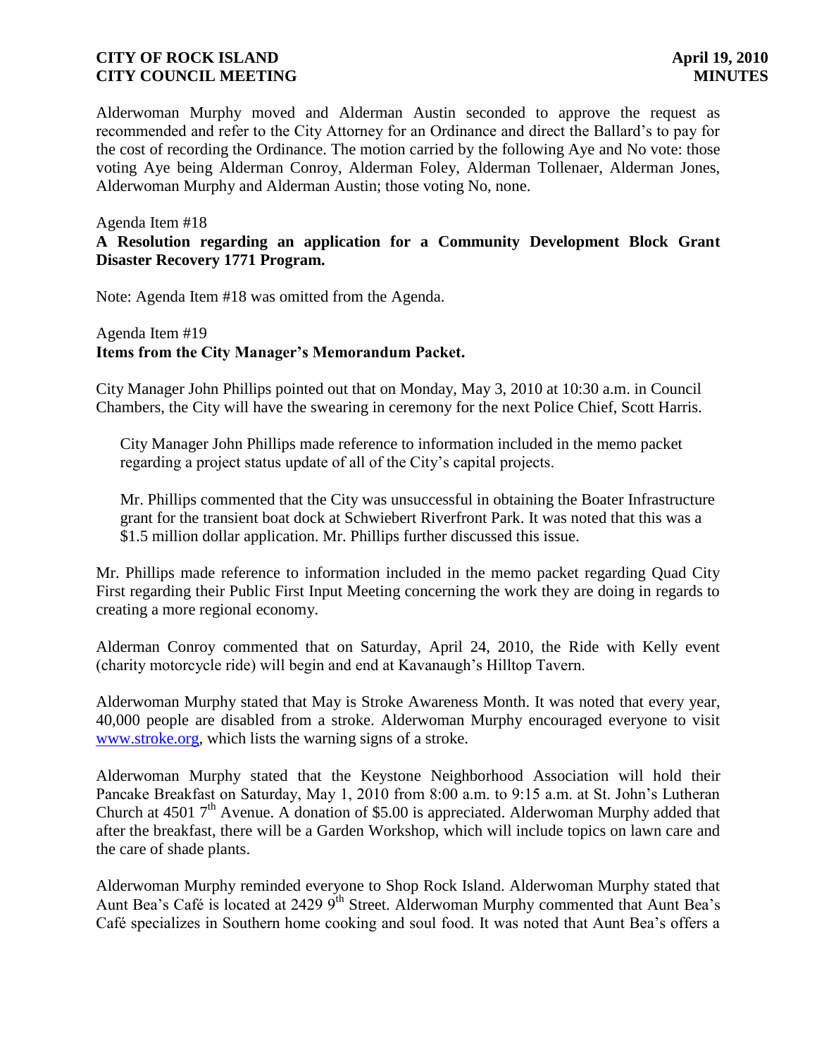Alderwoman Murphy moved and Alderman Austin seconded to approve the request as recommended and refer to the City Attorney for an Ordinance and direct the Ballard's to pay for the cost of recording the Ordinance. The motion carried by the following Aye and No vote: those voting Aye being Alderman Conroy, Alderman Foley, Alderman Tollenaer, Alderman Jones, Alderwoman Murphy and Alderman Austin; those voting No, none.

Agenda Item #18
**A Resolution regarding an application for a Community Development Block Grant Disaster Recovery 1771 Program.**

Note: Agenda Item #18 was omitted from the Agenda.

Agenda Item #19
**Items from the City Manager's Memorandum Packet.**

City Manager John Phillips pointed out that on Monday, May 3, 2010 at 10:30 a.m. in Council Chambers, the City will have the swearing in ceremony for the next Police Chief, Scott Harris.

City Manager John Phillips made reference to information included in the memo packet regarding a project status update of all of the City's capital projects.

Mr. Phillips commented that the City was unsuccessful in obtaining the Boater Infrastructure grant for the transient boat dock at Schwiebert Riverfront Park. It was noted that this was a $1.5 million dollar application. Mr. Phillips further discussed this issue.

Mr. Phillips made reference to information included in the memo packet regarding Quad City First regarding their Public First Input Meeting concerning the work they are doing in regards to creating a more regional economy.

Alderman Conroy commented that on Saturday, April 24, 2010, the Ride with Kelly event (charity motorcycle ride) will begin and end at Kavanaugh's Hilltop Tavern.

Alderwoman Murphy stated that May is Stroke Awareness Month. It was noted that every year, 40,000 people are disabled from a stroke. Alderwoman Murphy encouraged everyone to visit www.stroke.org, which lists the warning signs of a stroke.

Alderwoman Murphy stated that the Keystone Neighborhood Association will hold their Pancake Breakfast on Saturday, May 1, 2010 from 8:00 a.m. to 9:15 a.m. at St. John's Lutheran Church at 4501 7th Avenue. A donation of $5.00 is appreciated. Alderwoman Murphy added that after the breakfast, there will be a Garden Workshop, which will include topics on lawn care and the care of shade plants.

Alderwoman Murphy reminded everyone to Shop Rock Island. Alderwoman Murphy stated that Aunt Bea's Café is located at 2429 9th Street. Alderwoman Murphy commented that Aunt Bea's Café specializes in Southern home cooking and soul food. It was noted that Aunt Bea's offers a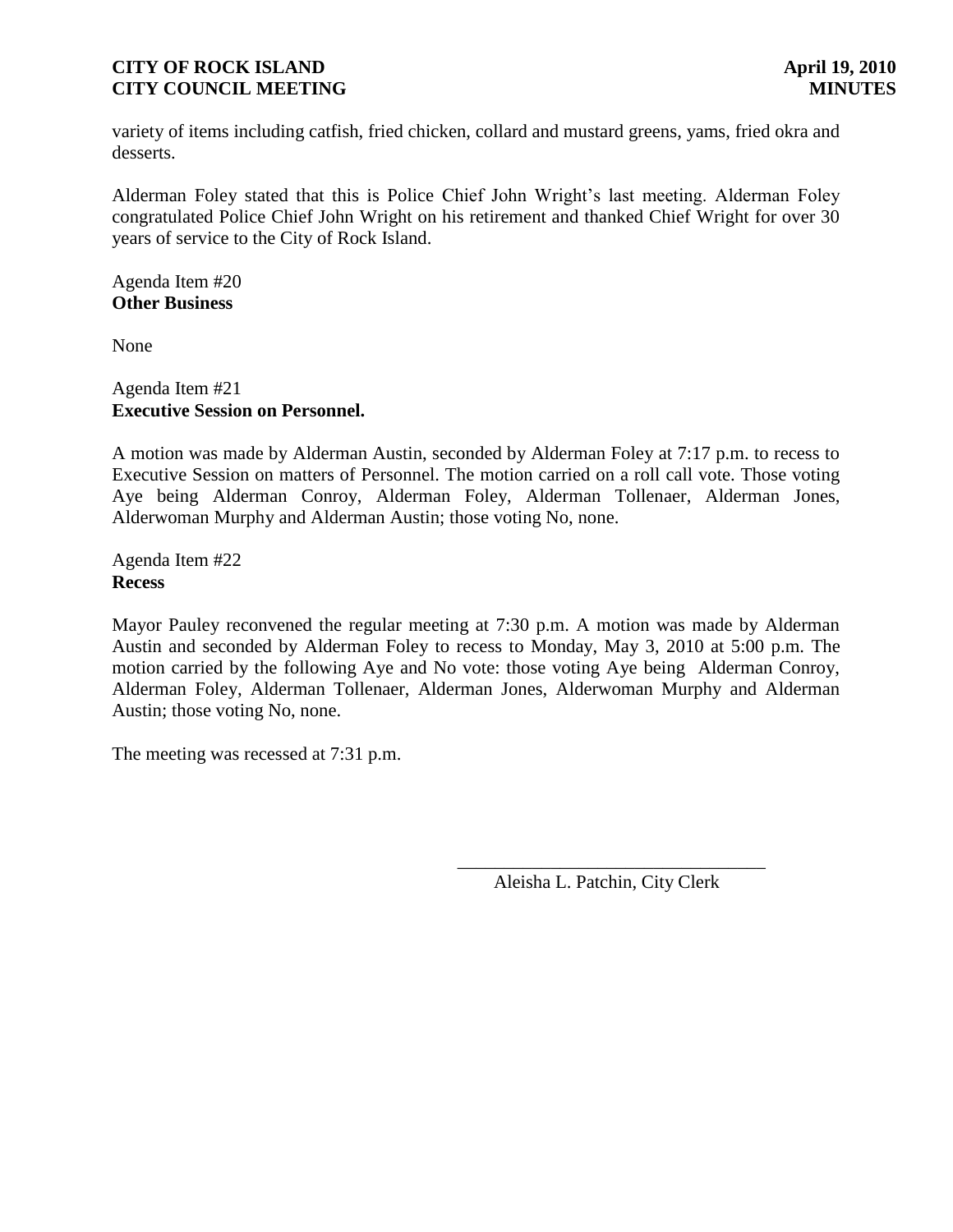variety of items including catfish, fried chicken, collard and mustard greens, yams, fried okra and desserts.

Alderman Foley stated that this is Police Chief John Wright's last meeting. Alderman Foley congratulated Police Chief John Wright on his retirement and thanked Chief Wright for over 30 years of service to the City of Rock Island.

Agenda Item #20
**Other Business**

None

Agenda Item #21
**Executive Session on Personnel.**

A motion was made by Alderman Austin, seconded by Alderman Foley at 7:17 p.m. to recess to Executive Session on matters of Personnel. The motion carried on a roll call vote. Those voting Aye being Alderman Conroy, Alderman Foley, Alderman Tollenaer, Alderman Jones, Alderwoman Murphy and Alderman Austin; those voting No, none.

Agenda Item #22
**Recess**

Mayor Pauley reconvened the regular meeting at 7:30 p.m. A motion was made by Alderman Austin and seconded by Alderman Foley to recess to Monday, May 3, 2010 at 5:00 p.m. The motion carried by the following Aye and No vote: those voting Aye being Alderman Conroy, Alderman Foley, Alderman Tollenaer, Alderman Jones, Alderwoman Murphy and Alderman Austin; those voting No, none.

The meeting was recessed at 7:31 p.m.

\_\_\_\_\_\_\_\_\_\_\_\_\_\_\_\_\_\_\_\_\_\_\_\_\_\_\_\_\_\_\_\_\_\_

Aleisha L. Patchin, City Clerk